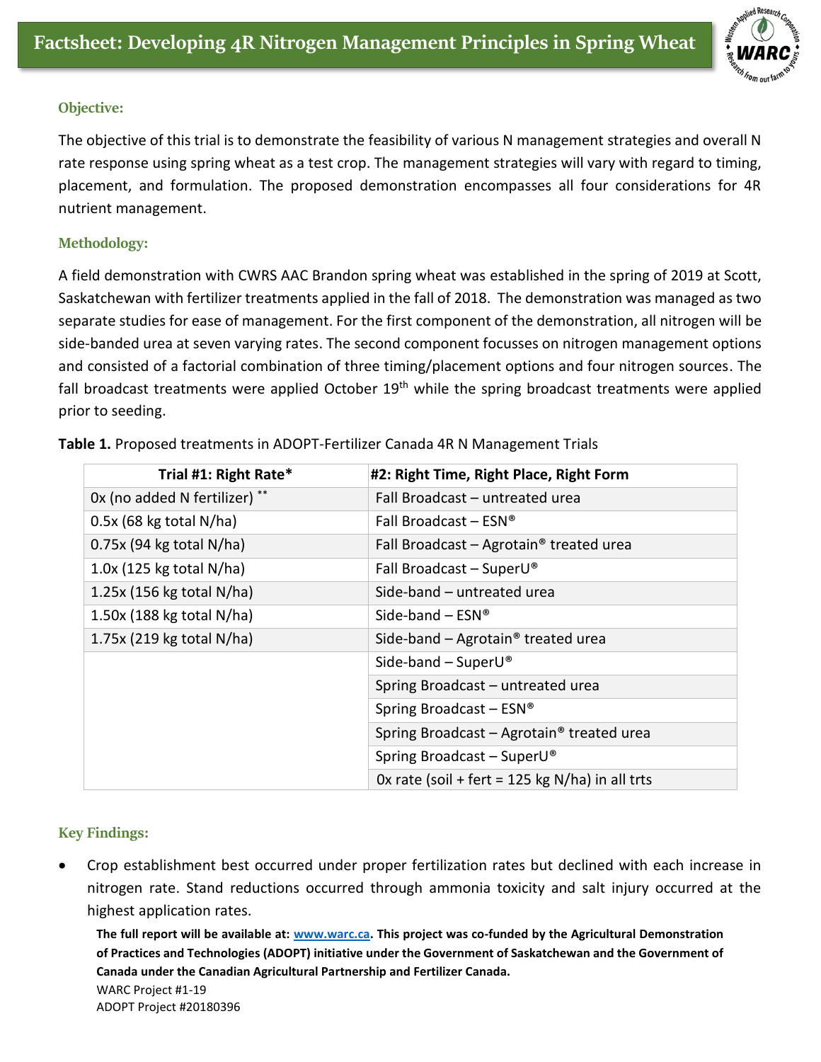# Factsheet: Developing 4R Nitrogen Management Principles in Spring Wheat

## Objective:

The objective of this trial is to demonstrate the feasibility of various N management strategies and overall N rate response using spring wheat as a test crop. The management strategies will vary with regard to timing, placement, and formulation. The proposed demonstration encompasses all four considerations for 4R nutrient management.

## Methodology:

A field demonstration with CWRS AAC Brandon spring wheat was established in the spring of 2019 at Scott, Saskatchewan with fertilizer treatments applied in the fall of 2018. The demonstration was managed as two separate studies for ease of management. For the first component of the demonstration, all nitrogen will be side-banded urea at seven varying rates. The second component focusses on nitrogen management options and consisted of a factorial combination of three timing/placement options and four nitrogen sources. The fall broadcast treatments were applied October 19th while the spring broadcast treatments were applied prior to seeding.

**Table 1.** Proposed treatments in ADOPT-Fertilizer Canada 4R N Management Trials

| Trial #1: Right Rate* | #2: Right Time, Right Place, Right Form |
|---|---|
| 0x (no added N fertilizer) ** | Fall Broadcast – untreated urea |
| 0.5x (68 kg total N/ha) | Fall Broadcast – ESN® |
| 0.75x (94 kg total N/ha) | Fall Broadcast – Agrotain® treated urea |
| 1.0x (125 kg total N/ha) | Fall Broadcast – SuperU® |
| 1.25x (156 kg total N/ha) | Side-band – untreated urea |
| 1.50x (188 kg total N/ha) | Side-band – ESN® |
| 1.75x (219 kg total N/ha) | Side-band – Agrotain® treated urea |
| | Side-band – SuperU® |
| | Spring Broadcast – untreated urea |
| | Spring Broadcast – ESN® |
| | Spring Broadcast – Agrotain® treated urea |
| | Spring Broadcast – SuperU® |
| | 0x rate (soil + fert = 125 kg N/ha) in all trts |

## Key Findings:

- Crop establishment best occurred under proper fertilization rates but declined with each increase in nitrogen rate. Stand reductions occurred through ammonia toxicity and salt injury occurred at the highest application rates.

**The full report will be available at: www.warc.ca. This project was co-funded by the Agricultural Demonstration of Practices and Technologies (ADOPT) initiative under the Government of Saskatchewan and the Government of Canada under the Canadian Agricultural Partnership and Fertilizer Canada.**

WARC Project #1-19
ADOPT Project #20180396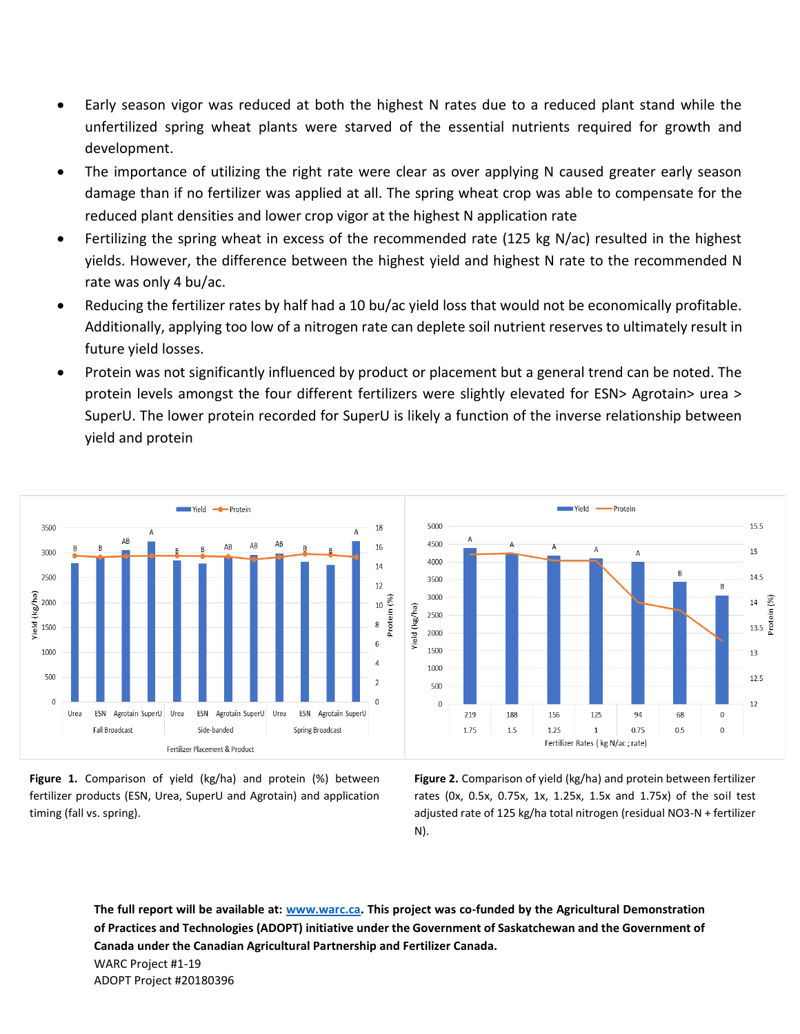- Early season vigor was reduced at both the highest N rates due to a reduced plant stand while the unfertilized spring wheat plants were starved of the essential nutrients required for growth and development.
- The importance of utilizing the right rate were clear as over applying N caused greater early season damage than if no fertilizer was applied at all. The spring wheat crop was able to compensate for the reduced plant densities and lower crop vigor at the highest N application rate
- Fertilizing the spring wheat in excess of the recommended rate (125 kg N/ac) resulted in the highest yields. However, the difference between the highest yield and highest N rate to the recommended N rate was only 4 bu/ac.
- Reducing the fertilizer rates by half had a 10 bu/ac yield loss that would not be economically profitable. Additionally, applying too low of a nitrogen rate can deplete soil nutrient reserves to ultimately result in future yield losses.
- Protein was not significantly influenced by product or placement but a general trend can be noted. The protein levels amongst the four different fertilizers were slightly elevated for ESN> Agrotain> urea > SuperU. The lower protein recorded for SuperU is likely a function of the inverse relationship between yield and protein

Yield
Protein
Yield (kg/ha)
Protein (%)
B B AB A B B AB AB AB B B A
Urea ESN Agrotain SuperU Urea ESN Agrotain SuperU Urea ESN Agrotain SuperU
Fall Broadcast
Side-banded
Spring Broadcast
Fertilizer Placement & Product

**Figure 1.** Comparison of yield (kg/ha) and protein (%) between fertilizer products (ESN, Urea, SuperU and Agrotain) and application timing (fall vs. spring).

Yield
Protein
Yield (kg/ha)
Protein (%)
A A A A A B B
219 188 156 125 94 68 0
1.75 1.5 1.25 1 0.75 0.5 0
Fertilizer Rates ( kg N/ac ; rate)

**Figure 2.** Comparison of yield (kg/ha) and protein between fertilizer rates (0x, 0.5x, 0.75x, 1x, 1.25x, 1.5x and 1.75x) of the soil test adjusted rate of 125 kg/ha total nitrogen (residual $NO_3$-N + fertilizer N).

**The full report will be available at: [www.warc.ca](http://www.warc.ca). This project was co-funded by the Agricultural Demonstration of Practices and Technologies (ADOPT) initiative under the Government of Saskatchewan and the Government of Canada under the Canadian Agricultural Partnership and Fertilizer Canada.**

WARC Project #1-19

ADOPT Project #20180396